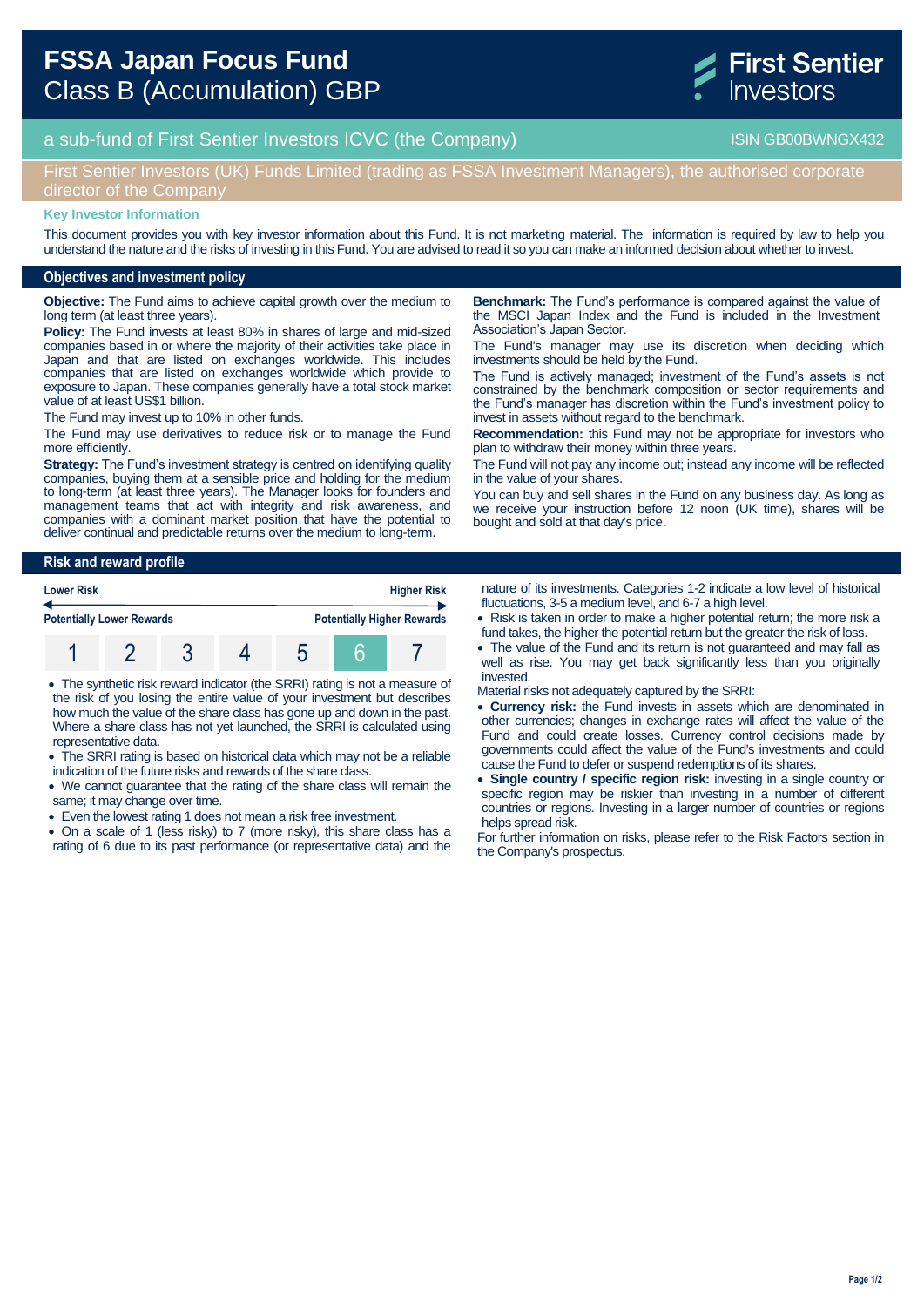# FSSA Japan Focus Fund
## Class B (Accumulation) GBP

First Sentier Investors

a sub-fund of First Sentier Investors ICVC (the Company) ISIN GB00BWNGX432

First Sentier Investors (UK) Funds Limited (trading as FSSA Investment Managers), the authorised corporate director of the Company

**Key Investor Information**

This document provides you with key investor information about this Fund. It is not marketing material. The information is required by law to help you understand the nature and the risks of investing in this Fund. You are advised to read it so you can make an informed decision about whether to invest.

## Objectives and investment policy

**Objective:** The Fund aims to achieve capital growth over the medium to long term (at least three years).

**Policy:** The Fund invests at least 80% in shares of large and mid-sized companies based in or where the majority of their activities take place in Japan and that are listed on exchanges worldwide. This includes companies that are listed on exchanges worldwide which provide to exposure to Japan. These companies generally have a total stock market value of at least US$1 billion.

The Fund may invest up to 10% in other funds.

The Fund may use derivatives to reduce risk or to manage the Fund more efficiently.

**Strategy:** The Fund's investment strategy is centred on identifying quality companies, buying them at a sensible price and holding for the medium to long-term (at least three years). The Manager looks for founders and management teams that act with integrity and risk awareness, and companies with a dominant market position that have the potential to deliver continual and predictable returns over the medium to long-term.

**Benchmark:** The Fund's performance is compared against the value of the MSCI Japan Index and the Fund is included in the Investment Association's Japan Sector.

The Fund's manager may use its discretion when deciding which investments should be held by the Fund.

The Fund is actively managed; investment of the Fund's assets is not constrained by the benchmark composition or sector requirements and the Fund's manager has discretion within the Fund's investment policy to invest in assets without regard to the benchmark.

**Recommendation:** this Fund may not be appropriate for investors who plan to withdraw their money within three years.

The Fund will not pay any income out; instead any income will be reflected in the value of your shares.

You can buy and sell shares in the Fund on any business day. As long as we receive your instruction before 12 noon (UK time), shares will be bought and sold at that day's price.

## Risk and reward profile

| Lower Risk | | | | | | Higher Risk |
|---|---|---|---|---|---|---|
| Potentially Lower Rewards | | | | | | Potentially Higher Rewards |
| 1 | 2 | 3 | 4 | 5 | **6** | 7 |

- The synthetic risk reward indicator (the SRRI) rating is not a measure of the risk of you losing the entire value of your investment but describes how much the value of the share class has gone up and down in the past. Where a share class has not yet launched, the SRRI is calculated using representative data.
- The SRRI rating is based on historical data which may not be a reliable indication of the future risks and rewards of the share class.
- We cannot guarantee that the rating of the share class will remain the same; it may change over time.
- Even the lowest rating 1 does not mean a risk free investment.
- On a scale of 1 (less risky) to 7 (more risky), this share class has a rating of 6 due to its past performance (or representative data) and the nature of its investments. Categories 1-2 indicate a low level of historical fluctuations, 3-5 a medium level, and 6-7 a high level.
- Risk is taken in order to make a higher potential return; the more risk a fund takes, the higher the potential return but the greater the risk of loss.
- The value of the Fund and its return is not guaranteed and may fall as well as rise. You may get back significantly less than you originally invested.

Material risks not adequately captured by the SRRI:

- **Currency risk:** the Fund invests in assets which are denominated in other currencies; changes in exchange rates will affect the value of the Fund and could create losses. Currency control decisions made by governments could affect the value of the Fund's investments and could cause the Fund to defer or suspend redemptions of its shares.
- **Single country / specific region risk:** investing in a single country or specific region may be riskier than investing in a number of different countries or regions. Investing in a larger number of countries or regions helps spread risk.

For further information on risks, please refer to the Risk Factors section in the Company's prospectus.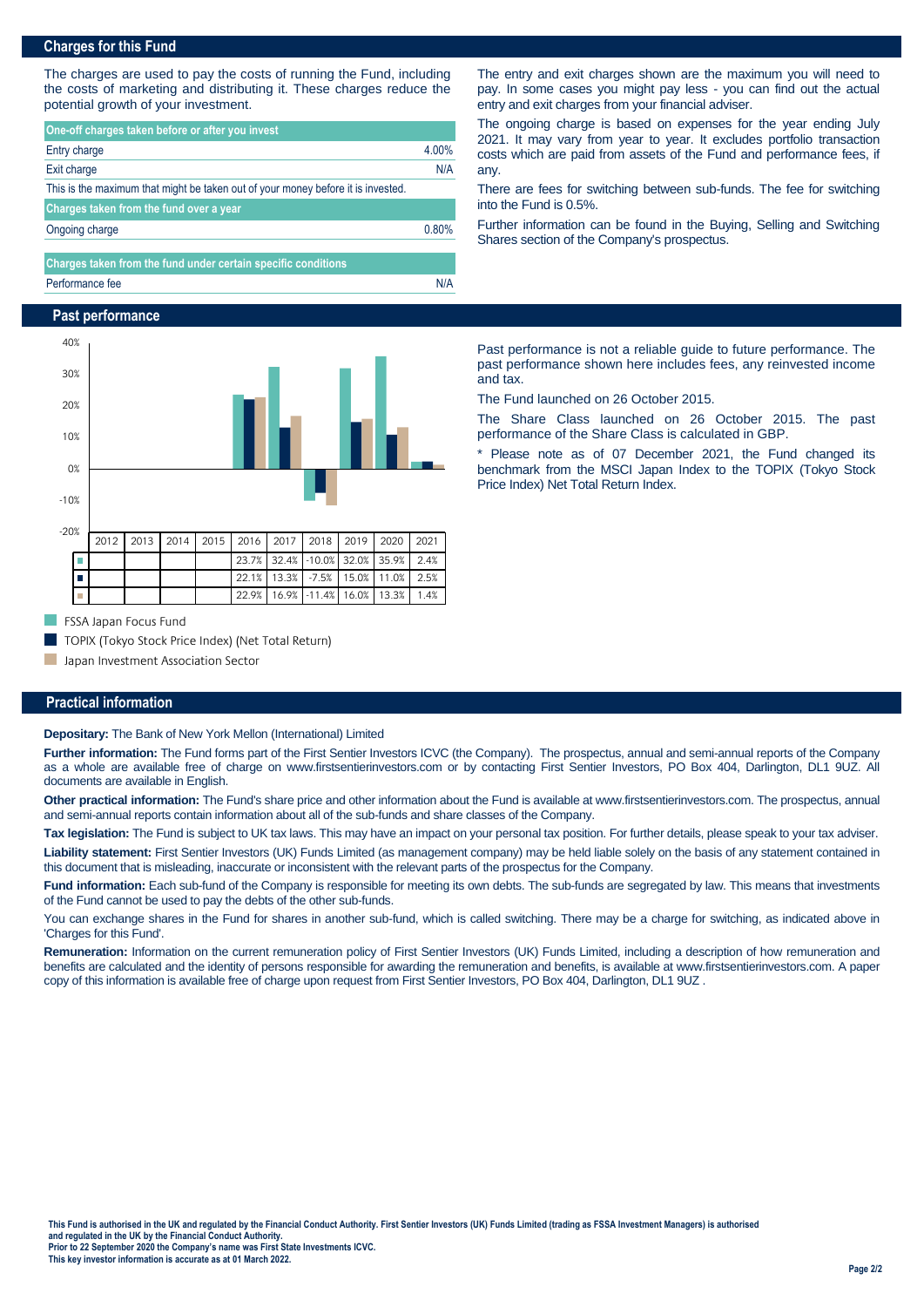## Charges for this Fund

The charges are used to pay the costs of running the Fund, including the costs of marketing and distributing it. These charges reduce the potential growth of your investment.

| One-off charges taken before or after you invest | |
|---|---|
| Entry charge | 4.00% |
| Exit charge | N/A |
| This is the maximum that might be taken out of your money before it is invested. | |
| **Charges taken from the fund over a year** | |
| Ongoing charge | 0.80% |
| **Charges taken from the fund under certain specific conditions** | |
| Performance fee | N/A |

The entry and exit charges shown are the maximum you will need to pay. In some cases you might pay less - you can find out the actual entry and exit charges from your financial adviser.

The ongoing charge is based on expenses for the year ending July 2021. It may vary from year to year. It excludes portfolio transaction costs which are paid from assets of the Fund and performance fees, if any.

There are fees for switching between sub-funds. The fee for switching into the Fund is 0.5%.

Further information can be found in the Buying, Selling and Switching Shares section of the Company's prospectus.

## Past performance

40%
30%
20%
10%
0%
-10%
-20%

| | 2012 | 2013 | 2014 | 2015 | 2016 | 2017 | 2018 | 2019 | 2020 | 2021 |
|---|---|---|---|---|---|---|---|---|---|---|
| FSSA Japan Focus Fund | | | | | 23.7% | 32.4% | -10.0% | 32.0% | 35.9% | 2.4% |
| TOPIX (Tokyo Stock Price Index) (Net Total Return) | | | | | 22.1% | 13.3% | -7.5% | 15.0% | 11.0% | 2.5% |
| Japan Investment Association Sector | | | | | 22.9% | 16.9% | -11.4% | 16.0% | 13.3% | 1.4% |

FSSA Japan Focus Fund
TOPIX (Tokyo Stock Price Index) (Net Total Return)
Japan Investment Association Sector

Past performance is not a reliable guide to future performance. The past performance shown here includes fees, any reinvested income and tax.

The Fund launched on 26 October 2015.

The Share Class launched on 26 October 2015. The past performance of the Share Class is calculated in GBP.

* Please note as of 07 December 2021, the Fund changed its benchmark from the MSCI Japan Index to the TOPIX (Tokyo Stock Price Index) Net Total Return Index.

## Practical information

**Depositary:** The Bank of New York Mellon (International) Limited

**Further information:** The Fund forms part of the First Sentier Investors ICVC (the Company). The prospectus, annual and semi-annual reports of the Company as a whole are available free of charge on www.firstsentierinvestors.com or by contacting First Sentier Investors, PO Box 404, Darlington, DL1 9UZ. All documents are available in English.

**Other practical information:** The Fund's share price and other information about the Fund is available at www.firstsentierinvestors.com. The prospectus, annual and semi-annual reports contain information about all of the sub-funds and share classes of the Company.

**Tax legislation:** The Fund is subject to UK tax laws. This may have an impact on your personal tax position. For further details, please speak to your tax adviser.

**Liability statement:** First Sentier Investors (UK) Funds Limited (as management company) may be held liable solely on the basis of any statement contained in this document that is misleading, inaccurate or inconsistent with the relevant parts of the prospectus for the Company.

**Fund information:** Each sub-fund of the Company is responsible for meeting its own debts. The sub-funds are segregated by law. This means that investments of the Fund cannot be used to pay the debts of the other sub-funds.

You can exchange shares in the Fund for shares in another sub-fund, which is called switching. There may be a charge for switching, as indicated above in 'Charges for this Fund'.

**Remuneration:** Information on the current remuneration policy of First Sentier Investors (UK) Funds Limited, including a description of how remuneration and benefits are calculated and the identity of persons responsible for awarding the remuneration and benefits, is available at www.firstsentierinvestors.com. A paper copy of this information is available free of charge upon request from First Sentier Investors, PO Box 404, Darlington, DL1 9UZ .

**This Fund is authorised in the UK and regulated by the Financial Conduct Authority. First Sentier Investors (UK) Funds Limited (trading as FSSA Investment Managers) is authorised and regulated in the UK by the Financial Conduct Authority.**
**Prior to 22 September 2020 the Company's name was First State Investments ICVC.**
**This key investor information is accurate as at 01 March 2022.**